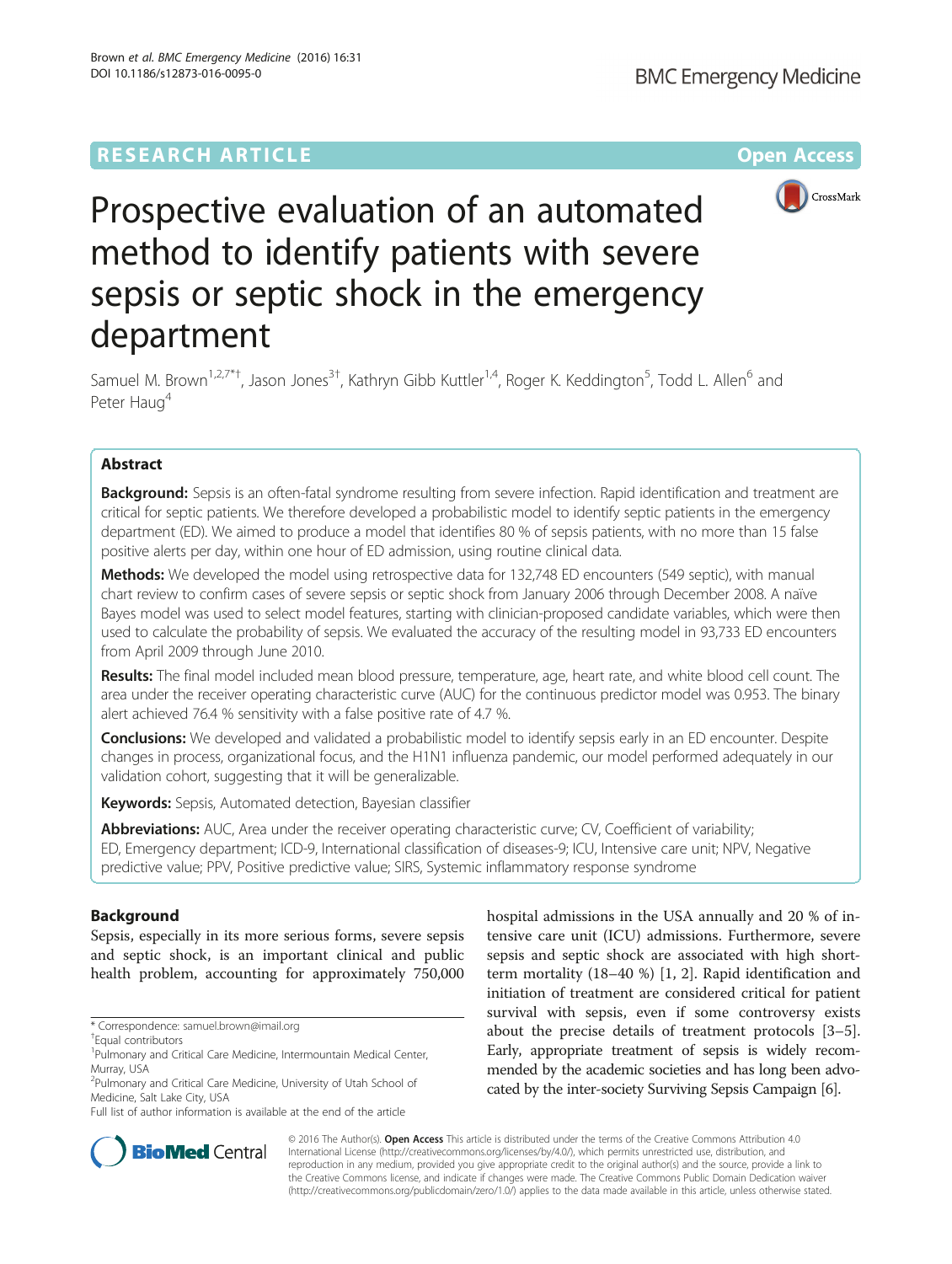RESEARCH ARTICLE Open Access

# Prospective evaluation of an automated method to identify patients with severe sepsis or septic shock in the emergency department

Samuel M. Brown[1,2,7*†], Jason Jones[3†], Kathryn Gibb Kuttler[1,4], Roger K. Keddington[5], Todd L. Allen[6] and Peter Haug[4]

## Abstract

**Background:** Sepsis is an often-fatal syndrome resulting from severe infection. Rapid identification and treatment are critical for septic patients. We therefore developed a probabilistic model to identify septic patients in the emergency department (ED). We aimed to produce a model that identifies 80 % of sepsis patients, with no more than 15 false positive alerts per day, within one hour of ED admission, using routine clinical data.

**Methods:** We developed the model using retrospective data for 132,748 ED encounters (549 septic), with manual chart review to confirm cases of severe sepsis or septic shock from January 2006 through December 2008. A naïve Bayes model was used to select model features, starting with clinician-proposed candidate variables, which were then used to calculate the probability of sepsis. We evaluated the accuracy of the resulting model in 93,733 ED encounters from April 2009 through June 2010.

**Results:** The final model included mean blood pressure, temperature, age, heart rate, and white blood cell count. The area under the receiver operating characteristic curve (AUC) for the continuous predictor model was 0.953. The binary alert achieved 76.4 % sensitivity with a false positive rate of 4.7 %.

**Conclusions:** We developed and validated a probabilistic model to identify sepsis early in an ED encounter. Despite changes in process, organizational focus, and the H1N1 influenza pandemic, our model performed adequately in our validation cohort, suggesting that it will be generalizable.

**Keywords:** Sepsis, Automated detection, Bayesian classifier

**Abbreviations:** AUC, Area under the receiver operating characteristic curve; CV, Coefficient of variability; ED, Emergency department; ICD-9, International classification of diseases-9; ICU, Intensive care unit; NPV, Negative predictive value; PPV, Positive predictive value; SIRS, Systemic inflammatory response syndrome

## Background

Sepsis, especially in its more serious forms, severe sepsis and septic shock, is an important clinical and public health problem, accounting for approximately 750,000 hospital admissions in the USA annually and 20 % of intensive care unit (ICU) admissions. Furthermore, severe sepsis and septic shock are associated with high short-term mortality (18–40 %) [1, 2]. Rapid identification and initiation of treatment are considered critical for patient survival with sepsis, even if some controversy exists about the precise details of treatment protocols [3–5]. Early, appropriate treatment of sepsis is widely recommended by the academic societies and has long been advocated by the inter-society Surviving Sepsis Campaign [6].

* Correspondence: samuel.brown@imail.org
† Equal contributors
[1] Pulmonary and Critical Care Medicine, Intermountain Medical Center, Murray, USA
[2] Pulmonary and Critical Care Medicine, University of Utah School of Medicine, Salt Lake City, USA
Full list of author information is available at the end of the article

© 2016 The Author(s). **Open Access** This article is distributed under the terms of the Creative Commons Attribution 4.0 International License (http://creativecommons.org/licenses/by/4.0/), which permits unrestricted use, distribution, and reproduction in any medium, provided you give appropriate credit to the original author(s) and the source, provide a link to the Creative Commons license, and indicate if changes were made. The Creative Commons Public Domain Dedication waiver (http://creativecommons.org/publicdomain/zero/1.0/) applies to the data made available in this article, unless otherwise stated.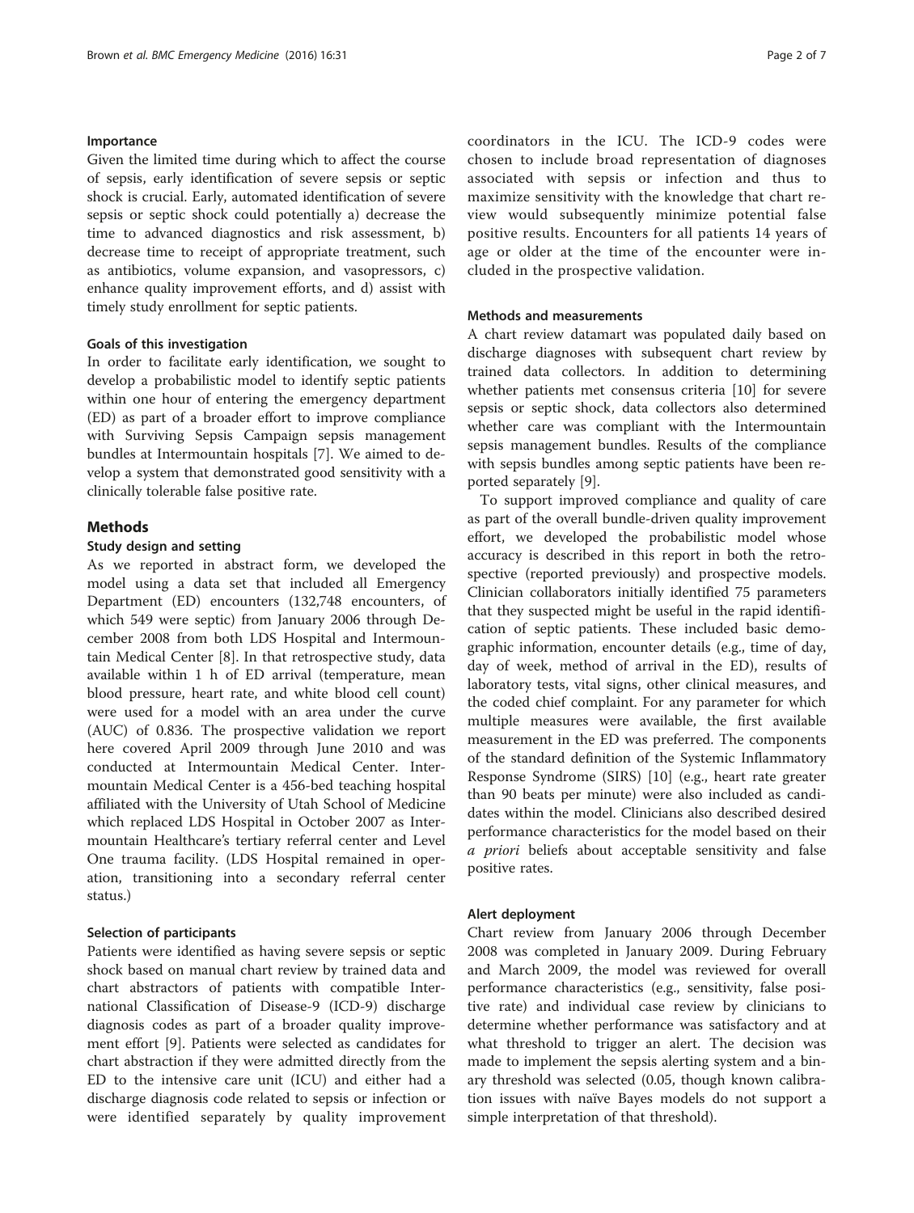### Importance

Given the limited time during which to affect the course of sepsis, early identification of severe sepsis or septic shock is crucial. Early, automated identification of severe sepsis or septic shock could potentially a) decrease the time to advanced diagnostics and risk assessment, b) decrease time to receipt of appropriate treatment, such as antibiotics, volume expansion, and vasopressors, c) enhance quality improvement efforts, and d) assist with timely study enrollment for septic patients.

### Goals of this investigation

In order to facilitate early identification, we sought to develop a probabilistic model to identify septic patients within one hour of entering the emergency department (ED) as part of a broader effort to improve compliance with Surviving Sepsis Campaign sepsis management bundles at Intermountain hospitals [7]. We aimed to develop a system that demonstrated good sensitivity with a clinically tolerable false positive rate.

## Methods

### Study design and setting

As we reported in abstract form, we developed the model using a data set that included all Emergency Department (ED) encounters (132,748 encounters, of which 549 were septic) from January 2006 through December 2008 from both LDS Hospital and Intermountain Medical Center [8]. In that retrospective study, data available within 1 h of ED arrival (temperature, mean blood pressure, heart rate, and white blood cell count) were used for a model with an area under the curve (AUC) of 0.836. The prospective validation we report here covered April 2009 through June 2010 and was conducted at Intermountain Medical Center. Intermountain Medical Center is a 456-bed teaching hospital affiliated with the University of Utah School of Medicine which replaced LDS Hospital in October 2007 as Intermountain Healthcare's tertiary referral center and Level One trauma facility. (LDS Hospital remained in operation, transitioning into a secondary referral center status.)

### Selection of participants

Patients were identified as having severe sepsis or septic shock based on manual chart review by trained data and chart abstractors of patients with compatible International Classification of Disease-9 (ICD-9) discharge diagnosis codes as part of a broader quality improvement effort [9]. Patients were selected as candidates for chart abstraction if they were admitted directly from the ED to the intensive care unit (ICU) and either had a discharge diagnosis code related to sepsis or infection or were identified separately by quality improvement coordinators in the ICU. The ICD-9 codes were chosen to include broad representation of diagnoses associated with sepsis or infection and thus to maximize sensitivity with the knowledge that chart review would subsequently minimize potential false positive results. Encounters for all patients 14 years of age or older at the time of the encounter were included in the prospective validation.

### Methods and measurements

A chart review datamart was populated daily based on discharge diagnoses with subsequent chart review by trained data collectors. In addition to determining whether patients met consensus criteria [10] for severe sepsis or septic shock, data collectors also determined whether care was compliant with the Intermountain sepsis management bundles. Results of the compliance with sepsis bundles among septic patients have been reported separately [9].

To support improved compliance and quality of care as part of the overall bundle-driven quality improvement effort, we developed the probabilistic model whose accuracy is described in this report in both the retrospective (reported previously) and prospective models. Clinician collaborators initially identified 75 parameters that they suspected might be useful in the rapid identification of septic patients. These included basic demographic information, encounter details (e.g., time of day, day of week, method of arrival in the ED), results of laboratory tests, vital signs, other clinical measures, and the coded chief complaint. For any parameter for which multiple measures were available, the first available measurement in the ED was preferred. The components of the standard definition of the Systemic Inflammatory Response Syndrome (SIRS) [10] (e.g., heart rate greater than 90 beats per minute) were also included as candidates within the model. Clinicians also described desired performance characteristics for the model based on their *a priori* beliefs about acceptable sensitivity and false positive rates.

### Alert deployment

Chart review from January 2006 through December 2008 was completed in January 2009. During February and March 2009, the model was reviewed for overall performance characteristics (e.g., sensitivity, false positive rate) and individual case review by clinicians to determine whether performance was satisfactory and at what threshold to trigger an alert. The decision was made to implement the sepsis alerting system and a binary threshold was selected (0.05, though known calibration issues with naïve Bayes models do not support a simple interpretation of that threshold).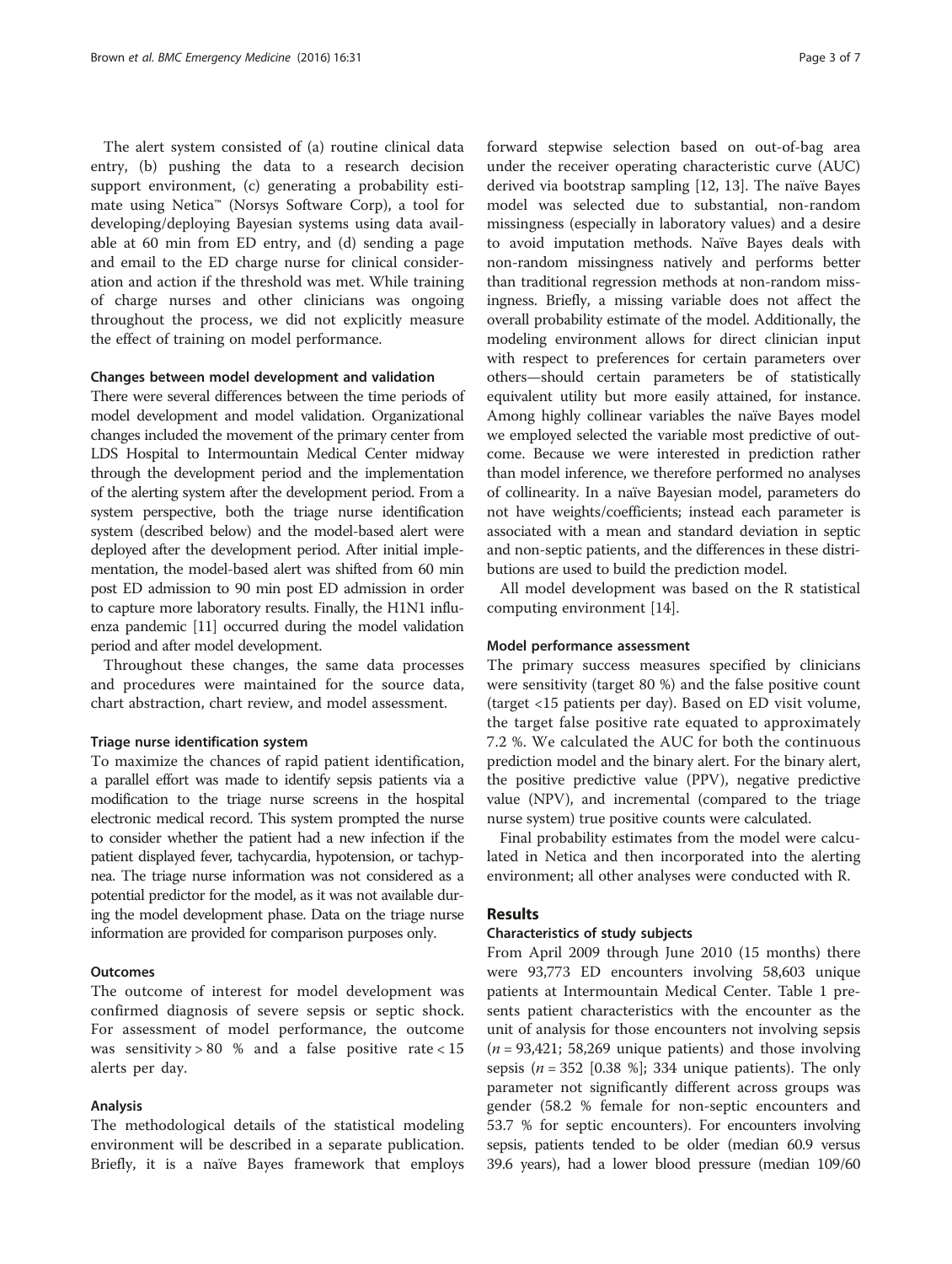The alert system consisted of (a) routine clinical data entry, (b) pushing the data to a research decision support environment, (c) generating a probability estimate using Netica™ (Norsys Software Corp), a tool for developing/deploying Bayesian systems using data available at 60 min from ED entry, and (d) sending a page and email to the ED charge nurse for clinical consideration and action if the threshold was met. While training of charge nurses and other clinicians was ongoing throughout the process, we did not explicitly measure the effect of training on model performance.

#### Changes between model development and validation

There were several differences between the time periods of model development and model validation. Organizational changes included the movement of the primary center from LDS Hospital to Intermountain Medical Center midway through the development period and the implementation of the alerting system after the development period. From a system perspective, both the triage nurse identification system (described below) and the model-based alert were deployed after the development period. After initial implementation, the model-based alert was shifted from 60 min post ED admission to 90 min post ED admission in order to capture more laboratory results. Finally, the H1N1 influenza pandemic [11] occurred during the model validation period and after model development.

Throughout these changes, the same data processes and procedures were maintained for the source data, chart abstraction, chart review, and model assessment.

#### Triage nurse identification system

To maximize the chances of rapid patient identification, a parallel effort was made to identify sepsis patients via a modification to the triage nurse screens in the hospital electronic medical record. This system prompted the nurse to consider whether the patient had a new infection if the patient displayed fever, tachycardia, hypotension, or tachypnea. The triage nurse information was not considered as a potential predictor for the model, as it was not available during the model development phase. Data on the triage nurse information are provided for comparison purposes only.

#### Outcomes

The outcome of interest for model development was confirmed diagnosis of severe sepsis or septic shock. For assessment of model performance, the outcome was sensitivity > 80 % and a false positive rate < 15 alerts per day.

#### Analysis

The methodological details of the statistical modeling environment will be described in a separate publication. Briefly, it is a naïve Bayes framework that employs forward stepwise selection based on out-of-bag area under the receiver operating characteristic curve (AUC) derived via bootstrap sampling [12, 13]. The naïve Bayes model was selected due to substantial, non-random missingness (especially in laboratory values) and a desire to avoid imputation methods. Naïve Bayes deals with non-random missingness natively and performs better than traditional regression methods at non-random missingness. Briefly, a missing variable does not affect the overall probability estimate of the model. Additionally, the modeling environment allows for direct clinician input with respect to preferences for certain parameters over others—should certain parameters be of statistically equivalent utility but more easily attained, for instance. Among highly collinear variables the naïve Bayes model we employed selected the variable most predictive of outcome. Because we were interested in prediction rather than model inference, we therefore performed no analyses of collinearity. In a naïve Bayesian model, parameters do not have weights/coefficients; instead each parameter is associated with a mean and standard deviation in septic and non-septic patients, and the differences in these distributions are used to build the prediction model.

All model development was based on the R statistical computing environment [14].

#### Model performance assessment

The primary success measures specified by clinicians were sensitivity (target 80 %) and the false positive count (target <15 patients per day). Based on ED visit volume, the target false positive rate equated to approximately 7.2 %. We calculated the AUC for both the continuous prediction model and the binary alert. For the binary alert, the positive predictive value (PPV), negative predictive value (NPV), and incremental (compared to the triage nurse system) true positive counts were calculated.

Final probability estimates from the model were calculated in Netica and then incorporated into the alerting environment; all other analyses were conducted with R.

## Results

#### Characteristics of study subjects

From April 2009 through June 2010 (15 months) there were 93,773 ED encounters involving 58,603 unique patients at Intermountain Medical Center. Table 1 presents patient characteristics with the encounter as the unit of analysis for those encounters not involving sepsis ($n$ = 93,421; 58,269 unique patients) and those involving sepsis ($n$ = 352 [0.38 %]; 334 unique patients). The only parameter not significantly different across groups was gender (58.2 % female for non-septic encounters and 53.7 % for septic encounters). For encounters involving sepsis, patients tended to be older (median 60.9 versus 39.6 years), had a lower blood pressure (median 109/60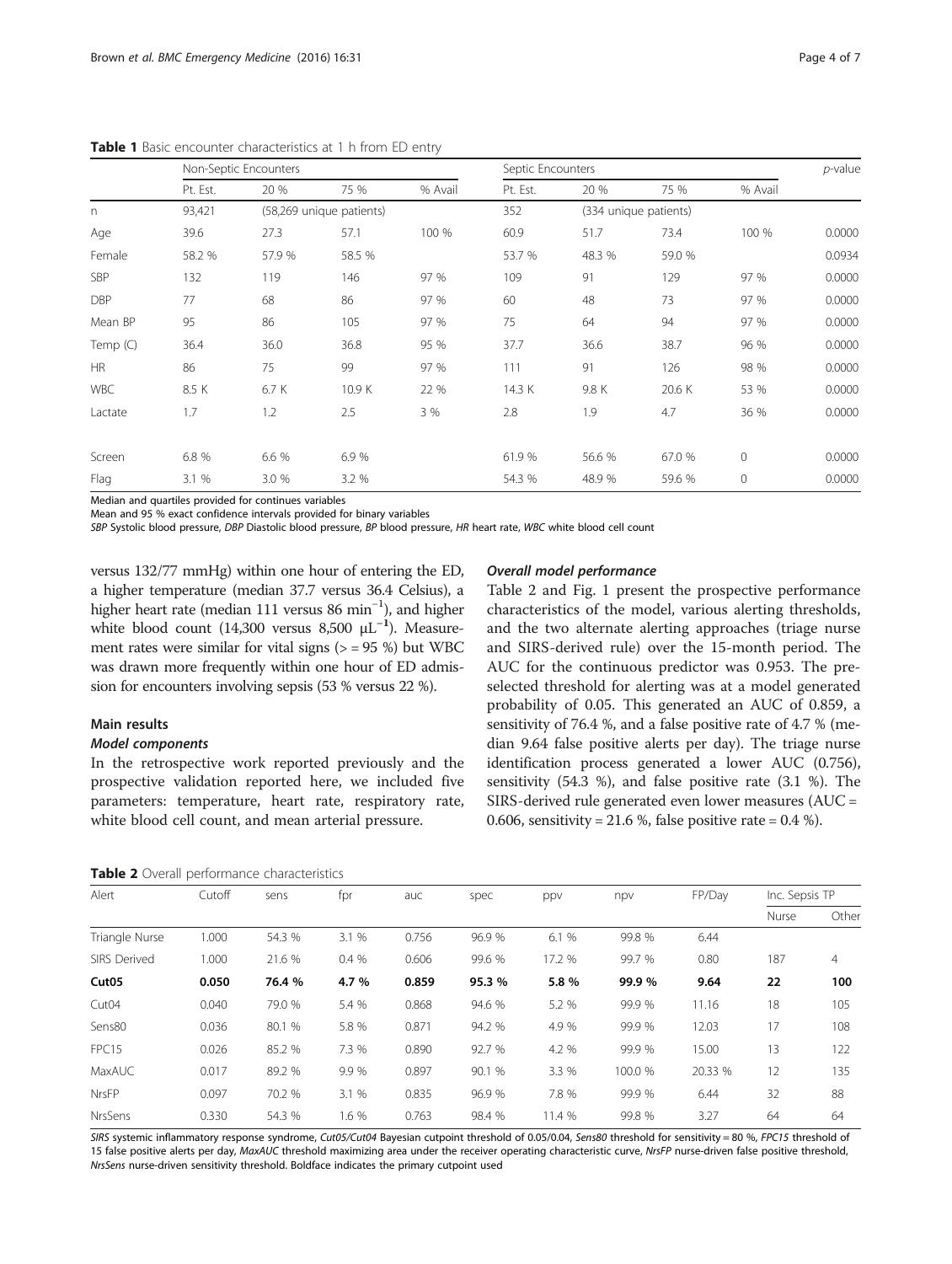**Table 1** Basic encounter characteristics at 1 h from ED entry

| | Non-Septic Encounters | | | | Septic Encounters | | | | *p*-value |
|---|---|---|---|---|---|---|---|---|---|
| | Pt. Est. | 20 % | 75 % | % Avail | Pt. Est. | 20 % | 75 % | % Avail | |
| n | 93,421 | (58,269 unique patients) | | | 352 | (334 unique patients) | | | |
| Age | 39.6 | 27.3 | 57.1 | 100 % | 60.9 | 51.7 | 73.4 | 100 % | 0.0000 |
| Female | 58.2 % | 57.9 % | 58.5 % | | 53.7 % | 48.3 % | 59.0 % | | 0.0934 |
| SBP | 132 | 119 | 146 | 97 % | 109 | 91 | 129 | 97 % | 0.0000 |
| DBP | 77 | 68 | 86 | 97 % | 60 | 48 | 73 | 97 % | 0.0000 |
| Mean BP | 95 | 86 | 105 | 97 % | 75 | 64 | 94 | 97 % | 0.0000 |
| Temp (C) | 36.4 | 36.0 | 36.8 | 95 % | 37.7 | 36.6 | 38.7 | 96 % | 0.0000 |
| HR | 86 | 75 | 99 | 97 % | 111 | 91 | 126 | 98 % | 0.0000 |
| WBC | 8.5 K | 6.7 K | 10.9 K | 22 % | 14.3 K | 9.8 K | 20.6 K | 53 % | 0.0000 |
| Lactate | 1.7 | 1.2 | 2.5 | 3 % | 2.8 | 1.9 | 4.7 | 36 % | 0.0000 |
| Screen | 6.8 % | 6.6 % | 6.9 % | | 61.9 % | 56.6 % | 67.0 % | 0 | 0.0000 |
| Flag | 3.1 % | 3.0 % | 3.2 % | | 54.3 % | 48.9 % | 59.6 % | 0 | 0.0000 |

Median and quartiles provided for continues variables
Mean and 95 % exact confidence intervals provided for binary variables
*SBP* Systolic blood pressure, *DBP* Diastolic blood pressure, *BP* blood pressure, *HR* heart rate, *WBC* white blood cell count

versus 132/77 mmHg) within one hour of entering the ED, a higher temperature (median 37.7 versus 36.4 Celsius), a higher heart rate (median 111 versus 86 $\text{min}^{-1}$), and higher white blood count (14,300 versus 8,500 $\mu\text{L}^{-1}$). Measurement rates were similar for vital signs (> = 95 %) but WBC was drawn more frequently within one hour of ED admission for encounters involving sepsis (53 % versus 22 %).

## Main results

### *Model components*

In the retrospective work reported previously and the prospective validation reported here, we included five parameters: temperature, heart rate, respiratory rate, white blood cell count, and mean arterial pressure.

### *Overall model performance*

Table 2 and Fig. 1 present the prospective performance characteristics of the model, various alerting thresholds, and the two alternate alerting approaches (triage nurse and SIRS-derived rule) over the 15-month period. The AUC for the continuous predictor was 0.953. The preselected threshold for alerting was at a model generated probability of 0.05. This generated an AUC of 0.859, a sensitivity of 76.4 %, and a false positive rate of 4.7 % (median 9.64 false positive alerts per day). The triage nurse identification process generated a lower AUC (0.756), sensitivity (54.3 %), and false positive rate (3.1 %). The SIRS-derived rule generated even lower measures (AUC = 0.606, sensitivity = 21.6 %, false positive rate = 0.4 %).

**Table 2** Overall performance characteristics

| Alert | Cutoff | sens | fpr | auc | spec | ppv | npv | FP/Day | Inc. Sepsis TP | |
|---|---|---|---|---|---|---|---|---|---|---|
| | | | | | | | | | Nurse | Other |
| Triangle Nurse | 1.000 | 54.3 % | 3.1 % | 0.756 | 96.9 % | 6.1 % | 99.8 % | 6.44 | | |
| SIRS Derived | 1.000 | 21.6 % | 0.4 % | 0.606 | 99.6 % | 17.2 % | 99.7 % | 0.80 | 187 | 4 |
| **Cut05** | **0.050** | **76.4 %** | **4.7 %** | **0.859** | **95.3 %** | **5.8 %** | **99.9 %** | **9.64** | **22** | **100** |
| Cut04 | 0.040 | 79.0 % | 5.4 % | 0.868 | 94.6 % | 5.2 % | 99.9 % | 11.16 | 18 | 105 |
| Sens80 | 0.036 | 80.1 % | 5.8 % | 0.871 | 94.2 % | 4.9 % | 99.9 % | 12.03 | 17 | 108 |
| FPC15 | 0.026 | 85.2 % | 7.3 % | 0.890 | 92.7 % | 4.2 % | 99.9 % | 15.00 | 13 | 122 |
| MaxAUC | 0.017 | 89.2 % | 9.9 % | 0.897 | 90.1 % | 3.3 % | 100.0 % | 20.33 % | 12 | 135 |
| NrsFP | 0.097 | 70.2 % | 3.1 % | 0.835 | 96.9 % | 7.8 % | 99.9 % | 6.44 | 32 | 88 |
| NrsSens | 0.330 | 54.3 % | 1.6 % | 0.763 | 98.4 % | 11.4 % | 99.8 % | 3.27 | 64 | 64 |

*SIRS* systemic inflammatory response syndrome, *Cut05/Cut04* Bayesian cutpoint threshold of 0.05/0.04, *Sens80* threshold for sensitivity = 80 %, *FPC15* threshold of 15 false positive alerts per day, *MaxAUC* threshold maximizing area under the receiver operating characteristic curve, *NrsFP* nurse-driven false positive threshold, *NrsSens* nurse-driven sensitivity threshold. Boldface indicates the primary cutpoint used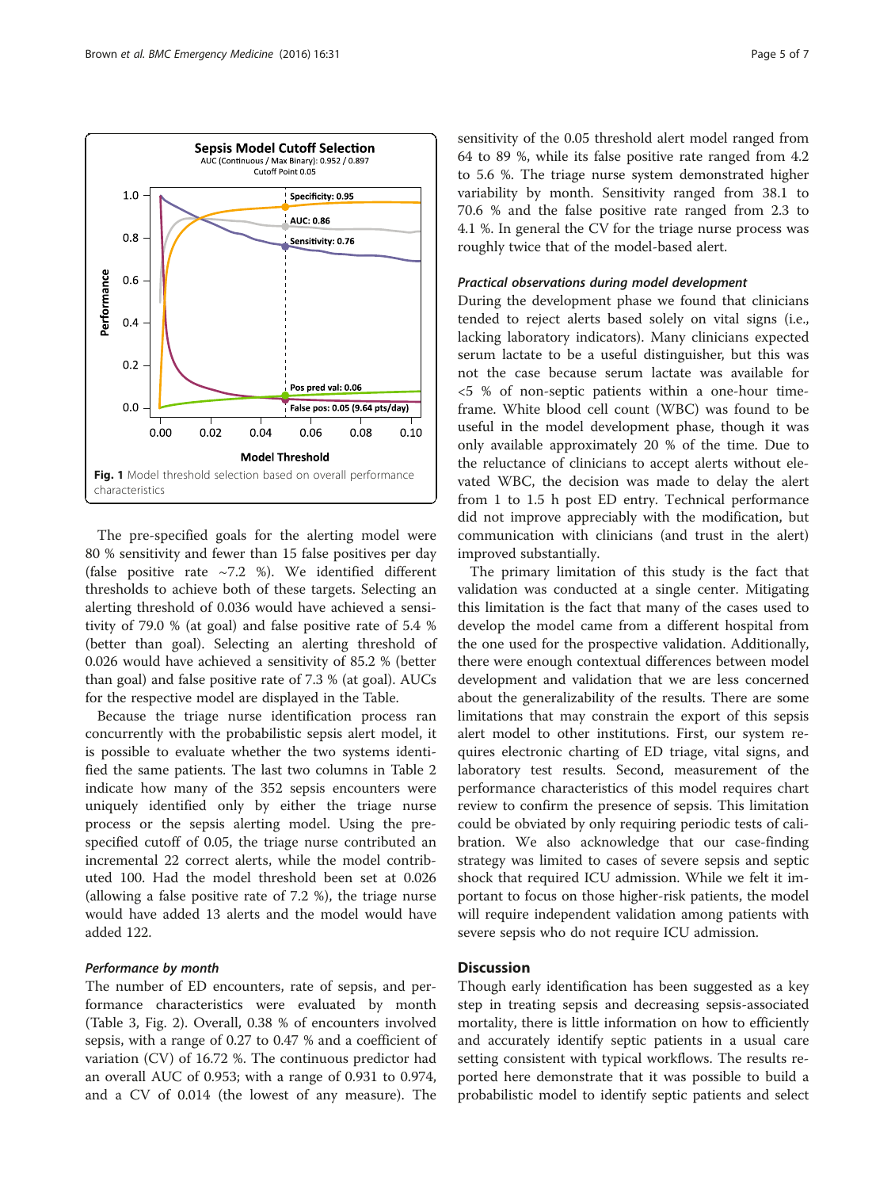**Fig. 1** Model threshold selection based on overall performance characteristics

The pre-specified goals for the alerting model were 80 % sensitivity and fewer than 15 false positives per day (false positive rate ~7.2 %). We identified different thresholds to achieve both of these targets. Selecting an alerting threshold of 0.036 would have achieved a sensitivity of 79.0 % (at goal) and false positive rate of 5.4 % (better than goal). Selecting an alerting threshold of 0.026 would have achieved a sensitivity of 85.2 % (better than goal) and false positive rate of 7.3 % (at goal). AUCs for the respective model are displayed in the Table.

Because the triage nurse identification process ran concurrently with the probabilistic sepsis alert model, it is possible to evaluate whether the two systems identified the same patients. The last two columns in Table 2 indicate how many of the 352 sepsis encounters were uniquely identified only by either the triage nurse process or the sepsis alerting model. Using the pre-specified cutoff of 0.05, the triage nurse contributed an incremental 22 correct alerts, while the model contributed 100. Had the model threshold been set at 0.026 (allowing a false positive rate of 7.2 %), the triage nurse would have added 13 alerts and the model would have added 122.

### *Performance by month*

The number of ED encounters, rate of sepsis, and performance characteristics were evaluated by month (Table 3, Fig. 2). Overall, 0.38 % of encounters involved sepsis, with a range of 0.27 to 0.47 % and a coefficient of variation (CV) of 16.72 %. The continuous predictor had an overall AUC of 0.953; with a range of 0.931 to 0.974, and a CV of 0.014 (the lowest of any measure). The sensitivity of the 0.05 threshold alert model ranged from 64 to 89 %, while its false positive rate ranged from 4.2 to 5.6 %. The triage nurse system demonstrated higher variability by month. Sensitivity ranged from 38.1 to 70.6 % and the false positive rate ranged from 2.3 to 4.1 %. In general the CV for the triage nurse process was roughly twice that of the model-based alert.

### *Practical observations during model development*

During the development phase we found that clinicians tended to reject alerts based solely on vital signs (i.e., lacking laboratory indicators). Many clinicians expected serum lactate to be a useful distinguisher, but this was not the case because serum lactate was available for <5 % of non-septic patients within a one-hour timeframe. White blood cell count (WBC) was found to be useful in the model development phase, though it was only available approximately 20 % of the time. Due to the reluctance of clinicians to accept alerts without elevated WBC, the decision was made to delay the alert from 1 to 1.5 h post ED entry. Technical performance did not improve appreciably with the modification, but communication with clinicians (and trust in the alert) improved substantially.

The primary limitation of this study is the fact that validation was conducted at a single center. Mitigating this limitation is the fact that many of the cases used to develop the model came from a different hospital from the one used for the prospective validation. Additionally, there were enough contextual differences between model development and validation that we are less concerned about the generalizability of the results. There are some limitations that may constrain the export of this sepsis alert model to other institutions. First, our system requires electronic charting of ED triage, vital signs, and laboratory test results. Second, measurement of the performance characteristics of this model requires chart review to confirm the presence of sepsis. This limitation could be obviated by only requiring periodic tests of calibration. We also acknowledge that our case-finding strategy was limited to cases of severe sepsis and septic shock that required ICU admission. While we felt it important to focus on those higher-risk patients, the model will require independent validation among patients with severe sepsis who do not require ICU admission.

## Discussion

Though early identification has been suggested as a key step in treating sepsis and decreasing sepsis-associated mortality, there is little information on how to efficiently and accurately identify septic patients in a usual care setting consistent with typical workflows. The results reported here demonstrate that it was possible to build a probabilistic model to identify septic patients and select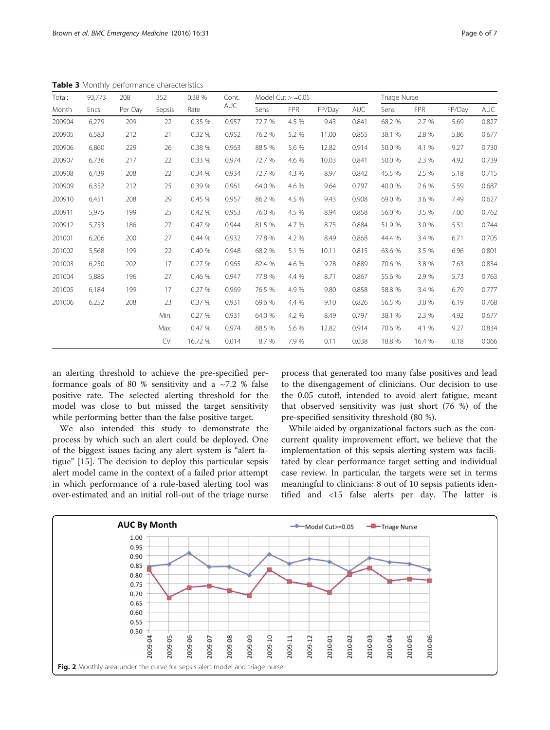**Table 3** Monthly performance characteristics

| Total: | 93,773 | 208 | 352 | 0.38 % | Cont. AUC | Model Cut > =0.05 | | | | Triage Nurse | | | |
|---|---|---|---|---|---|---|---|---|---|---|---|---|---|
| Month | Encs | Per Day | Sepsis | Rate | | Sens | FPR | FP/Day | AUC | Sens | FPR | FP/Day | AUC |
| 200904 | 6,279 | 209 | 22 | 0.35 % | 0.957 | 72.7 % | 4.5 % | 9.43 | 0.841 | 68.2 % | 2.7 % | 5.69 | 0.827 |
| 200905 | 6,583 | 212 | 21 | 0.32 % | 0.952 | 76.2 % | 5.2 % | 11.00 | 0.855 | 38.1 % | 2.8 % | 5.86 | 0.677 |
| 200906 | 6,860 | 229 | 26 | 0.38 % | 0.963 | 88.5 % | 5.6 % | 12.82 | 0.914 | 50.0 % | 4.1 % | 9.27 | 0.730 |
| 200907 | 6,736 | 217 | 22 | 0.33 % | 0.974 | 72.7 % | 4.6 % | 10.03 | 0.841 | 50.0 % | 2.3 % | 4.92 | 0.739 |
| 200908 | 6,439 | 208 | 22 | 0.34 % | 0.934 | 72.7 % | 4.3 % | 8.97 | 0.842 | 45.5 % | 2.5 % | 5.18 | 0.715 |
| 200909 | 6,352 | 212 | 25 | 0.39 % | 0.961 | 64.0 % | 4.6 % | 9.64 | 0.797 | 40.0 % | 2.6 % | 5.59 | 0.687 |
| 200910 | 6,451 | 208 | 29 | 0.45 % | 0.957 | 86.2 % | 4.5 % | 9.43 | 0.908 | 69.0 % | 3.6 % | 7.49 | 0.627 |
| 200911 | 5,975 | 199 | 25 | 0.42 % | 0.953 | 76.0 % | 4.5 % | 8.94 | 0.858 | 56.0 % | 3.5 % | 7.00 | 0.762 |
| 200912 | 5,753 | 186 | 27 | 0.47 % | 0.944 | 81.5 % | 4.7 % | 8.75 | 0.884 | 51.9 % | 3.0 % | 5.51 | 0.744 |
| 201001 | 6,206 | 200 | 27 | 0.44 % | 0.932 | 77.8 % | 4.2 % | 8.49 | 0.868 | 44.4 % | 3.4 % | 6.71 | 0.705 |
| 201002 | 5,568 | 199 | 22 | 0.40 % | 0.948 | 68.2 % | 5.1 % | 10.11 | 0.815 | 63.6 % | 3.5 % | 6.96 | 0.801 |
| 201003 | 6,250 | 202 | 17 | 0.27 % | 0.965 | 82.4 % | 4.6 % | 9.28 | 0.889 | 70.6 % | 3.8 % | 7.63 | 0.834 |
| 201004 | 5,885 | 196 | 27 | 0.46 % | 0.947 | 77.8 % | 4.4 % | 8.71 | 0.867 | 55.6 % | 2.9 % | 5.73 | 0.763 |
| 201005 | 6,184 | 199 | 17 | 0.27 % | 0.969 | 76.5 % | 4.9 % | 9.80 | 0.858 | 58.8 % | 3.4 % | 6.79 | 0.777 |
| 201006 | 6,252 | 208 | 23 | 0.37 % | 0.931 | 69.6 % | 4.4 % | 9.10 | 0.826 | 56.5 % | 3.0 % | 6.19 | 0.768 |
| | | | Min: | 0.27 % | 0.931 | 64.0 % | 4.2 % | 8.49 | 0.797 | 38.1 % | 2.3 % | 4.92 | 0.677 |
| | | | Max: | 0.47 % | 0.974 | 88.5 % | 5.6 % | 12.82 | 0.914 | 70.6 % | 4.1 % | 9.27 | 0.834 |
| | | | CV: | 16.72 % | 0.014 | 8.7 % | 7.9 % | 0.11 | 0.038 | 18.8 % | 16.4 % | 0.18 | 0.066 |

an alerting threshold to achieve the pre-specified performance goals of 80 % sensitivity and a ~7.2 % false positive rate. The selected alerting threshold for the model was close to but missed the target sensitivity while performing better than the false positive target.

We also intended this study to demonstrate the process by which such an alert could be deployed. One of the biggest issues facing any alert system is "alert fatigue" [15]. The decision to deploy this particular sepsis alert model came in the context of a failed prior attempt in which performance of a rule-based alerting tool was over-estimated and an initial roll-out of the triage nurse process that generated too many false positives and lead to the disengagement of clinicians. Our decision to use the 0.05 cutoff, intended to avoid alert fatigue, meant that observed sensitivity was just short (76 %) of the pre-specified sensitivity threshold (80 %).

While aided by organizational factors such as the concurrent quality improvement effort, we believe that the implementation of this sepsis alerting system was facilitated by clear performance target setting and individual case review. In particular, the targets were set in terms meaningful to clinicians: 8 out of 10 sepsis patients identified and <15 false alerts per day. The latter is

**Fig. 2** Monthly area under the curve for sepsis alert model and triage nurse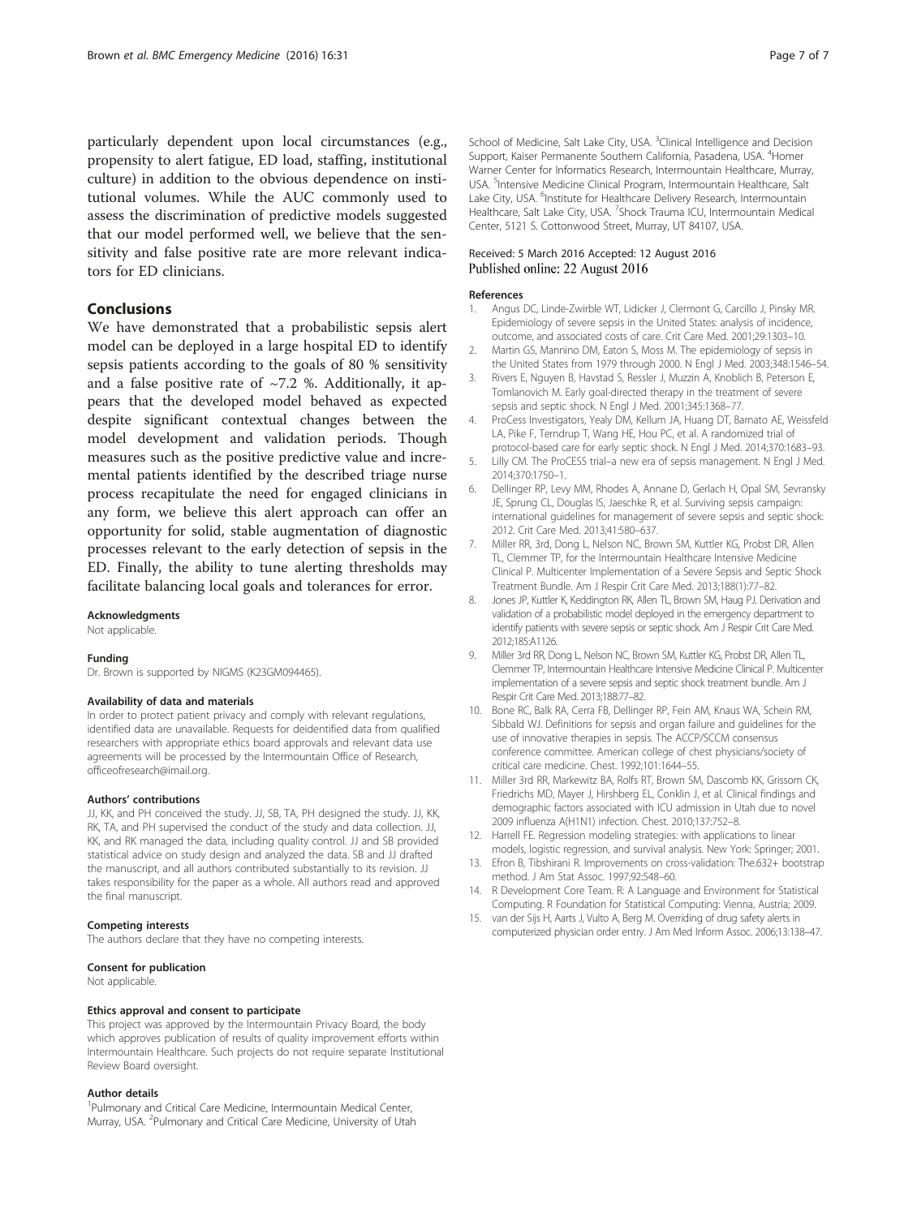particularly dependent upon local circumstances (e.g., propensity to alert fatigue, ED load, staffing, institutional culture) in addition to the obvious dependence on institutional volumes. While the AUC commonly used to assess the discrimination of predictive models suggested that our model performed well, we believe that the sensitivity and false positive rate are more relevant indicators for ED clinicians.

## Conclusions

We have demonstrated that a probabilistic sepsis alert model can be deployed in a large hospital ED to identify sepsis patients according to the goals of 80 % sensitivity and a false positive rate of ~7.2 %. Additionally, it appears that the developed model behaved as expected despite significant contextual changes between the model development and validation periods. Though measures such as the positive predictive value and incremental patients identified by the described triage nurse process recapitulate the need for engaged clinicians in any form, we believe this alert approach can offer an opportunity for solid, stable augmentation of diagnostic processes relevant to the early detection of sepsis in the ED. Finally, the ability to tune alerting thresholds may facilitate balancing local goals and tolerances for error.

#### Acknowledgments

Not applicable.

#### Funding

Dr. Brown is supported by NIGMS (K23GM094465).

#### Availability of data and materials

In order to protect patient privacy and comply with relevant regulations, identified data are unavailable. Requests for deidentified data from qualified researchers with appropriate ethics board approvals and relevant data use agreements will be processed by the Intermountain Office of Research, officeofresearch@imail.org.

#### Authors' contributions

JJ, KK, and PH conceived the study. JJ, SB, TA, PH designed the study. JJ, KK, RK, TA, and PH supervised the conduct of the study and data collection. JJ, KK, and RK managed the data, including quality control. JJ and SB provided statistical advice on study design and analyzed the data. SB and JJ drafted the manuscript, and all authors contributed substantially to its revision. JJ takes responsibility for the paper as a whole. All authors read and approved the final manuscript.

#### Competing interests

The authors declare that they have no competing interests.

#### Consent for publication

Not applicable.

#### Ethics approval and consent to participate

This project was approved by the Intermountain Privacy Board, the body which approves publication of results of quality improvement efforts within Intermountain Healthcare. Such projects do not require separate Institutional Review Board oversight.

#### Author details

[1]Pulmonary and Critical Care Medicine, Intermountain Medical Center, Murray, USA. [2]Pulmonary and Critical Care Medicine, University of Utah School of Medicine, Salt Lake City, USA. [3]Clinical Intelligence and Decision Support, Kaiser Permanente Southern California, Pasadena, USA. [4]Homer Warner Center for Informatics Research, Intermountain Healthcare, Murray, USA. [5]Intensive Medicine Clinical Program, Intermountain Healthcare, Salt Lake City, USA. [6]Institute for Healthcare Delivery Research, Intermountain Healthcare, Salt Lake City, USA. [7]Shock Trauma ICU, Intermountain Medical Center, 5121 S. Cottonwood Street, Murray, UT 84107, USA.

Received: 5 March 2016 Accepted: 12 August 2016
Published online: 22 August 2016

#### References

1. Angus DC, Linde-Zwirble WT, Lidicker J, Clermont G, Carcillo J, Pinsky MR. Epidemiology of severe sepsis in the United States: analysis of incidence, outcome, and associated costs of care. Crit Care Med. 2001;29:1303–10.
2. Martin GS, Mannino DM, Eaton S, Moss M. The epidemiology of sepsis in the United States from 1979 through 2000. N Engl J Med. 2003;348:1546–54.
3. Rivers E, Nguyen B, Havstad S, Ressler J, Muzzin A, Knoblich B, Peterson E, Tomlanovich M. Early goal-directed therapy in the treatment of severe sepsis and septic shock. N Engl J Med. 2001;345:1368–77.
4. ProCess Investigators, Yealy DM, Kellum JA, Huang DT, Barnato AE, Weissfeld LA, Pike F, Terndrup T, Wang HE, Hou PC, et al. A randomized trial of protocol-based care for early septic shock. N Engl J Med. 2014;370:1683–93.
5. Lilly CM. The ProCESS trial–a new era of sepsis management. N Engl J Med. 2014;370:1750–1.
6. Dellinger RP, Levy MM, Rhodes A, Annane D, Gerlach H, Opal SM, Sevransky JE, Sprung CL, Douglas IS, Jaeschke R, et al. Surviving sepsis campaign: international guidelines for management of severe sepsis and septic shock: 2012. Crit Care Med. 2013;41:580–637.
7. Miller RR, 3rd, Dong L, Nelson NC, Brown SM, Kuttler KG, Probst DR, Allen TL, Clemmer TP, for the Intermountain Healthcare Intensive Medicine Clinical P. Multicenter Implementation of a Severe Sepsis and Septic Shock Treatment Bundle. Am J Respir Crit Care Med. 2013;188(1):77–82.
8. Jones JP, Kuttler K, Keddington RK, Allen TL, Brown SM, Haug PJ. Derivation and validation of a probabilistic model deployed in the emergency department to identify patients with severe sepsis or septic shock. Am J Respir Crit Care Med. 2012;185:A1126.
9. Miller 3rd RR, Dong L, Nelson NC, Brown SM, Kuttler KG, Probst DR, Allen TL, Clemmer TP, Intermountain Healthcare Intensive Medicine Clinical P. Multicenter implementation of a severe sepsis and septic shock treatment bundle. Am J Respir Crit Care Med. 2013;188:77–82.
10. Bone RC, Balk RA, Cerra FB, Dellinger RP, Fein AM, Knaus WA, Schein RM, Sibbald WJ. Definitions for sepsis and organ failure and guidelines for the use of innovative therapies in sepsis. The ACCP/SCCM consensus conference committee. American college of chest physicians/society of critical care medicine. Chest. 1992;101:1644–55.
11. Miller 3rd RR, Markewitz BA, Rolfs RT, Brown SM, Dascomb KK, Grissom CK, Friedrichs MD, Mayer J, Hirshberg EL, Conklin J, et al. Clinical findings and demographic factors associated with ICU admission in Utah due to novel 2009 influenza A(H1N1) infection. Chest. 2010;137:752–8.
12. Harrell FE. Regression modeling strategies: with applications to linear models, logistic regression, and survival analysis. New York: Springer; 2001.
13. Efron B, Tibshirani R. Improvements on cross-validation: The.632+ bootstrap method. J Am Stat Assoc. 1997;92:548–60.
14. R Development Core Team. R: A Language and Environment for Statistical Computing. R Foundation for Statistical Computing: Vienna, Austria; 2009.
15. van der Sijs H, Aarts J, Vulto A, Berg M. Overriding of drug safety alerts in computerized physician order entry. J Am Med Inform Assoc. 2006;13:138–47.